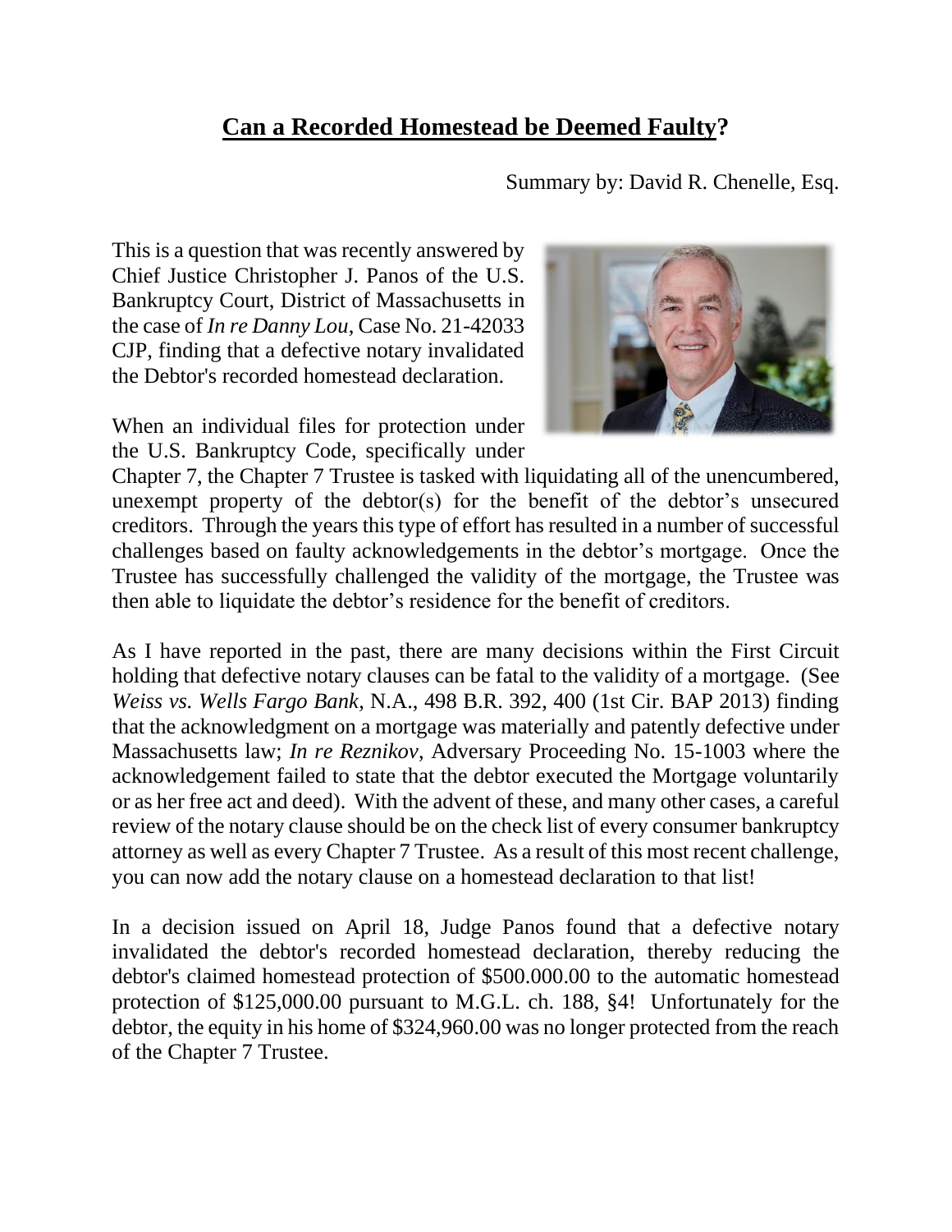# **Can a Recorded Homestead be Deemed Faulty?**

Summary by: David R. Chenelle, Esq.

This is a question that was recently answered by Chief Justice Christopher J. Panos of the U.S. Bankruptcy Court, District of Massachusetts in the case of *In re Danny Lou*, Case No. 21-42033 CJP, finding that a defective notary invalidated the Debtor's recorded homestead declaration.

When an individual files for protection under the U.S. Bankruptcy Code, specifically under Chapter 7, the Chapter 7 Trustee is tasked with liquidating all of the unencumbered, unexempt property of the debtor(s) for the benefit of the debtor's unsecured creditors. Through the years this type of effort has resulted in a number of successful challenges based on faulty acknowledgements in the debtor's mortgage. Once the Trustee has successfully challenged the validity of the mortgage, the Trustee was then able to liquidate the debtor's residence for the benefit of creditors.

As I have reported in the past, there are many decisions within the First Circuit holding that defective notary clauses can be fatal to the validity of a mortgage. (See *Weiss vs. Wells Fargo Bank*, N.A., 498 B.R. 392, 400 (1st Cir. BAP 2013) finding that the acknowledgment on a mortgage was materially and patently defective under Massachusetts law; *In re Reznikov*, Adversary Proceeding No. 15-1003 where the acknowledgement failed to state that the debtor executed the Mortgage voluntarily or as her free act and deed). With the advent of these, and many other cases, a careful review of the notary clause should be on the check list of every consumer bankruptcy attorney as well as every Chapter 7 Trustee. As a result of this most recent challenge, you can now add the notary clause on a homestead declaration to that list!

In a decision issued on April 18, Judge Panos found that a defective notary invalidated the debtor's recorded homestead declaration, thereby reducing the debtor's claimed homestead protection of $500.000.00 to the automatic homestead protection of $125,000.00 pursuant to M.G.L. ch. 188, §4! Unfortunately for the debtor, the equity in his home of $324,960.00 was no longer protected from the reach of the Chapter 7 Trustee.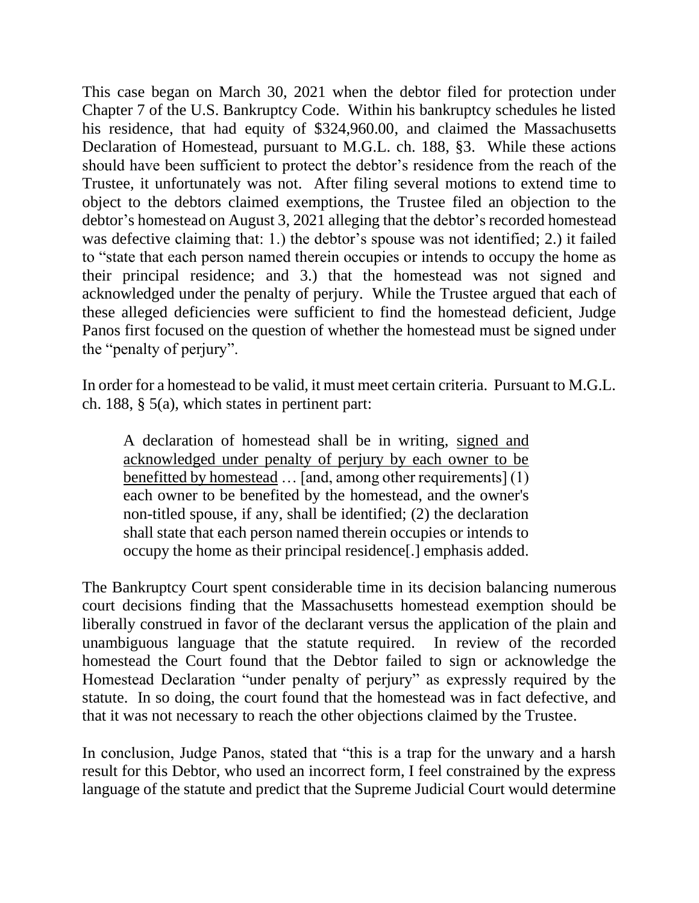This case began on March 30, 2021 when the debtor filed for protection under Chapter 7 of the U.S. Bankruptcy Code. Within his bankruptcy schedules he listed his residence, that had equity of $324,960.00, and claimed the Massachusetts Declaration of Homestead, pursuant to M.G.L. ch. 188, §3. While these actions should have been sufficient to protect the debtor's residence from the reach of the Trustee, it unfortunately was not. After filing several motions to extend time to object to the debtors claimed exemptions, the Trustee filed an objection to the debtor's homestead on August 3, 2021 alleging that the debtor's recorded homestead was defective claiming that: 1.) the debtor's spouse was not identified; 2.) it failed to "state that each person named therein occupies or intends to occupy the home as their principal residence; and 3.) that the homestead was not signed and acknowledged under the penalty of perjury. While the Trustee argued that each of these alleged deficiencies were sufficient to find the homestead deficient, Judge Panos first focused on the question of whether the homestead must be signed under the "penalty of perjury".

In order for a homestead to be valid, it must meet certain criteria. Pursuant to M.G.L. ch. 188, § 5(a), which states in pertinent part:

> A declaration of homestead shall be in writing, <u>signed and acknowledged under penalty of perjury by each owner to be benefitted by homestead</u> … [and, among other requirements] (1) each owner to be benefited by the homestead, and the owner's non-titled spouse, if any, shall be identified; (2) the declaration shall state that each person named therein occupies or intends to occupy the home as their principal residence[.] emphasis added.

The Bankruptcy Court spent considerable time in its decision balancing numerous court decisions finding that the Massachusetts homestead exemption should be liberally construed in favor of the declarant versus the application of the plain and unambiguous language that the statute required. In review of the recorded homestead the Court found that the Debtor failed to sign or acknowledge the Homestead Declaration "under penalty of perjury" as expressly required by the statute. In so doing, the court found that the homestead was in fact defective, and that it was not necessary to reach the other objections claimed by the Trustee.

In conclusion, Judge Panos, stated that "this is a trap for the unwary and a harsh result for this Debtor, who used an incorrect form, I feel constrained by the express language of the statute and predict that the Supreme Judicial Court would determine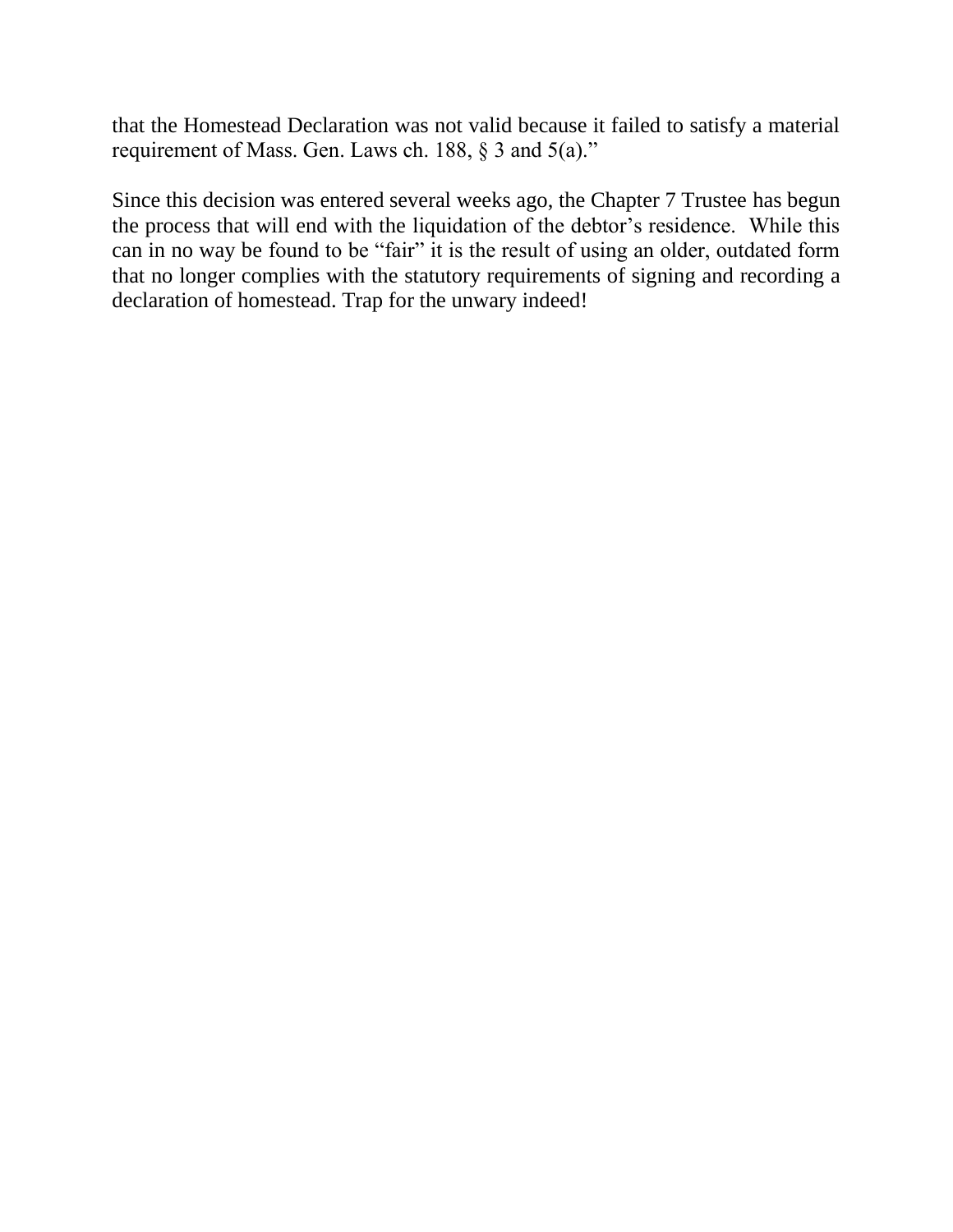that the Homestead Declaration was not valid because it failed to satisfy a material requirement of Mass. Gen. Laws ch. 188, § 3 and 5(a)."

Since this decision was entered several weeks ago, the Chapter 7 Trustee has begun the process that will end with the liquidation of the debtor's residence. While this can in no way be found to be "fair" it is the result of using an older, outdated form that no longer complies with the statutory requirements of signing and recording a declaration of homestead. Trap for the unwary indeed!